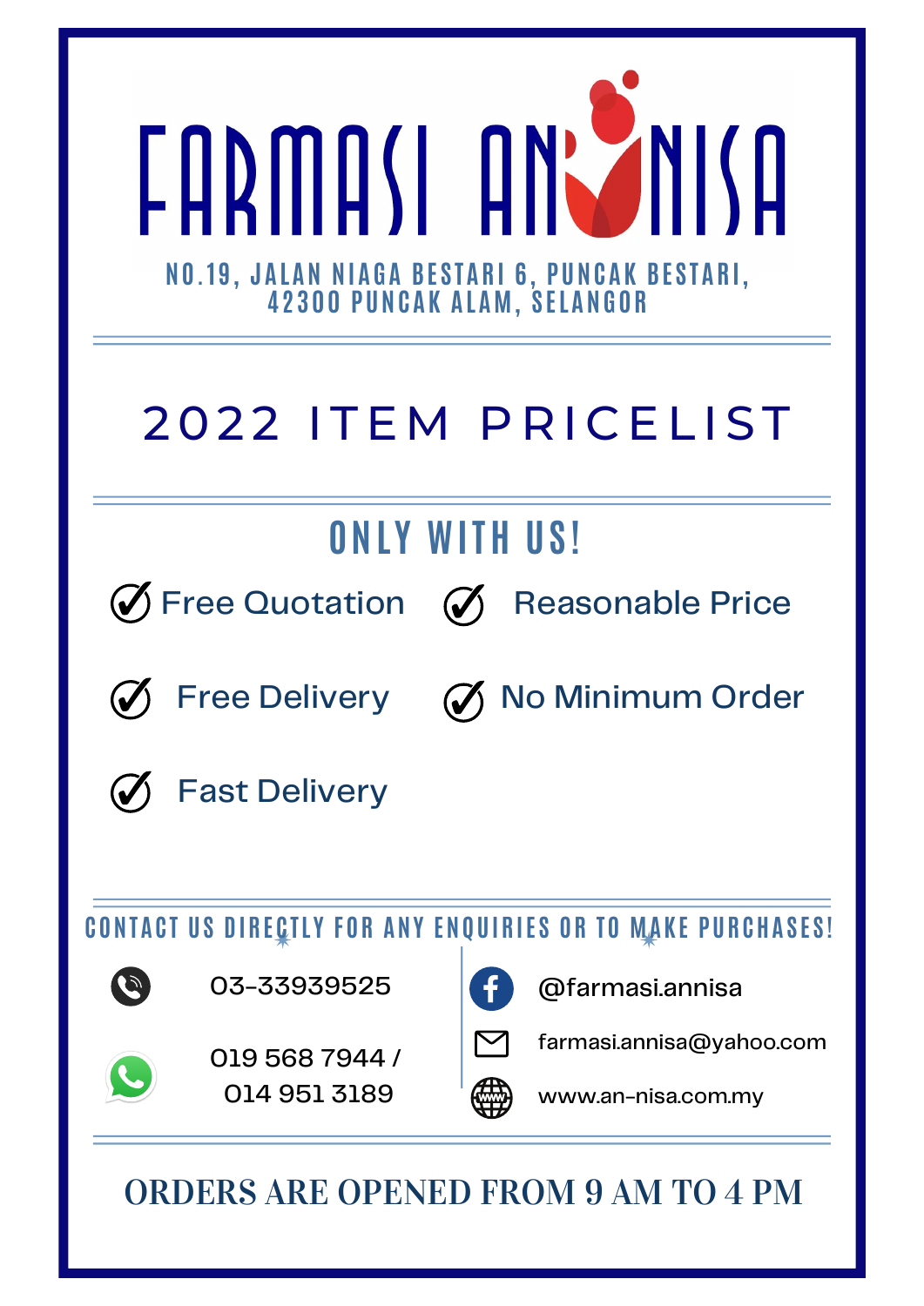# FARMASI AN-NISA

NO.19, JALAN NIAGA BESTARI 6, PUNCAK BESTARI,
42300 PUNCAK ALAM, SELANGOR

## 2022 ITEM PRICELIST

### ONLY WITH US!

- ✓ Free Quotation
- ✓ Reasonable Price
- ✓ Free Delivery
- ✓ No Minimum Order
- ✓ Fast Delivery

### CONTACT US DIRECTLY FOR ANY ENQUIRIES OR TO MAKE PURCHASES!

- Phone: 03-33939525
- WhatsApp: 019 568 7944 / 014 951 3189
- Facebook: @farmasi.annisa
- Email: farmasi.annisa@yahoo.com
- Website: www.an-nisa.com.my

**ORDERS ARE OPENED FROM 9 AM TO 4 PM**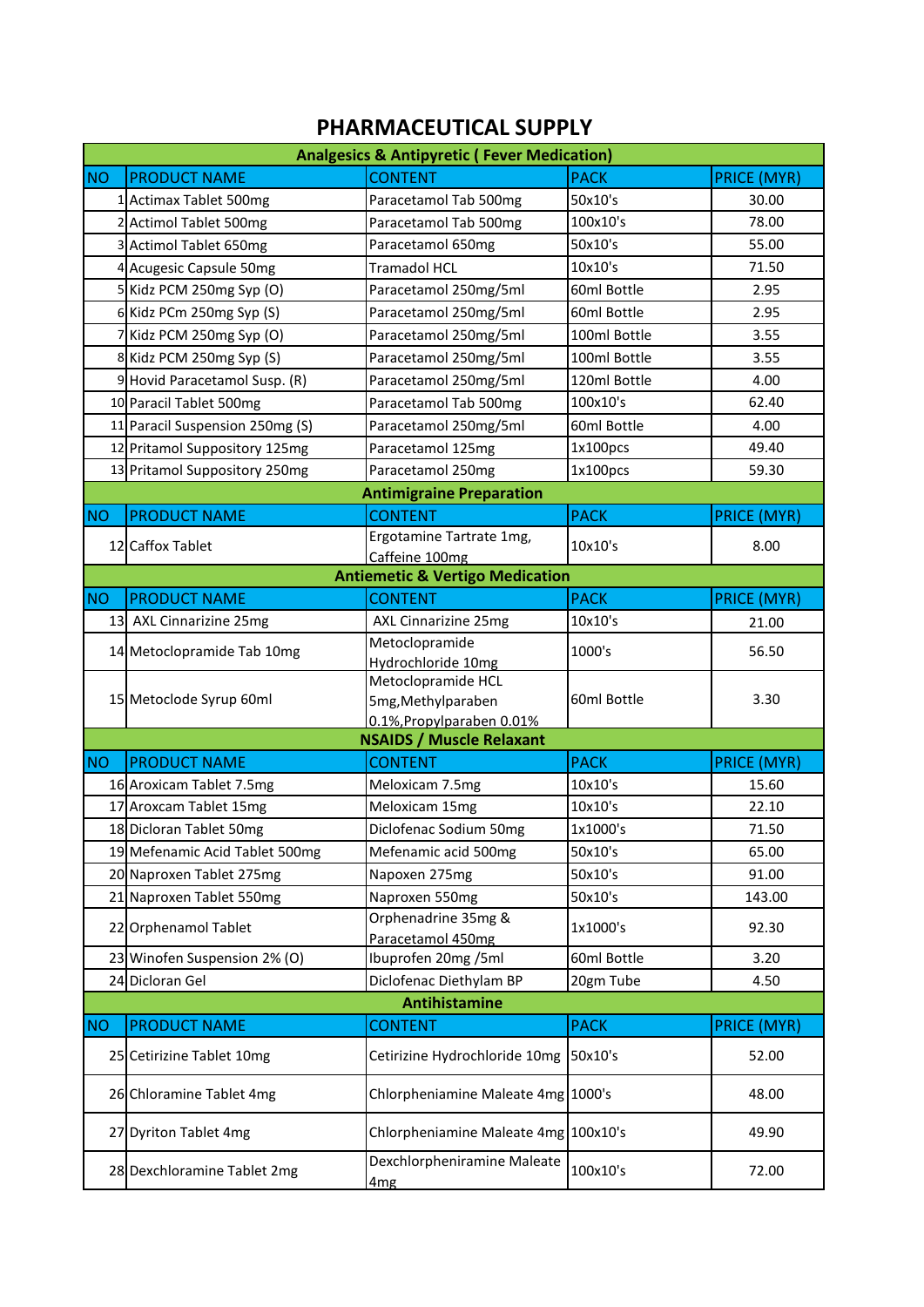# PHARMACEUTICAL SUPPLY

| NO | PRODUCT NAME | CONTENT | PACK | PRICE (MYR) |
|---|---|---|---|---|
| **Analgesics & Antipyretic ( Fever Medication)** | | | | |
| 1 | Actimax Tablet 500mg | Paracetamol Tab 500mg | 50x10's | 30.00 |
| 2 | Actimol Tablet 500mg | Paracetamol Tab 500mg | 100x10's | 78.00 |
| 3 | Actimol Tablet 650mg | Paracetamol 650mg | 50x10's | 55.00 |
| 4 | Acugesic Capsule 50mg | Tramadol HCL | 10x10's | 71.50 |
| 5 | Kidz PCM 250mg Syp (O) | Paracetamol 250mg/5ml | 60ml Bottle | 2.95 |
| 6 | Kidz PCm 250mg Syp (S) | Paracetamol 250mg/5ml | 60ml Bottle | 2.95 |
| 7 | Kidz PCM 250mg Syp (O) | Paracetamol 250mg/5ml | 100ml Bottle | 3.55 |
| 8 | Kidz PCM 250mg Syp (S) | Paracetamol 250mg/5ml | 100ml Bottle | 3.55 |
| 9 | Hovid Paracetamol Susp. (R) | Paracetamol 250mg/5ml | 120ml Bottle | 4.00 |
| 10 | Paracil Tablet 500mg | Paracetamol Tab 500mg | 100x10's | 62.40 |
| 11 | Paracil Suspension 250mg (S) | Paracetamol 250mg/5ml | 60ml Bottle | 4.00 |
| 12 | Pritamol Suppository 125mg | Paracetamol 125mg | 1x100pcs | 49.40 |
| 13 | Pritamol Suppository 250mg | Paracetamol 250mg | 1x100pcs | 59.30 |
| **Antimigraine Preparation** | | | | |
| NO | PRODUCT NAME | CONTENT | PACK | PRICE (MYR) |
| 12 | Caffox Tablet | Ergotamine Tartrate 1mg, Caffeine 100mg | 10x10's | 8.00 |
| **Antiemetic & Vertigo Medication** | | | | |
| NO | PRODUCT NAME | CONTENT | PACK | PRICE (MYR) |
| 13 | AXL Cinnarizine 25mg | AXL Cinnarizine 25mg | 10x10's | 21.00 |
| 14 | Metoclopramide Tab 10mg | Metoclopramide Hydrochloride 10mg | 1000's | 56.50 |
| 15 | Metoclode Syrup 60ml | Metoclopramide HCL 5mg,Methylparaben 0.1%,Propylparaben 0.01% | 60ml Bottle | 3.30 |
| **NSAIDS / Muscle Relaxant** | | | | |
| NO | PRODUCT NAME | CONTENT | PACK | PRICE (MYR) |
| 16 | Aroxicam Tablet 7.5mg | Meloxicam 7.5mg | 10x10's | 15.60 |
| 17 | Aroxcam Tablet 15mg | Meloxicam 15mg | 10x10's | 22.10 |
| 18 | Dicloran Tablet 50mg | Diclofenac Sodium 50mg | 1x1000's | 71.50 |
| 19 | Mefenamic Acid Tablet 500mg | Mefenamic acid 500mg | 50x10's | 65.00 |
| 20 | Naproxen Tablet 275mg | Napoxen 275mg | 50x10's | 91.00 |
| 21 | Naproxen Tablet 550mg | Napoxen 550mg | 50x10's | 143.00 |
| 22 | Orphenamol Tablet | Orphenadrine 35mg & Paracetamol 450mg | 1x1000's | 92.30 |
| 23 | Winofen Suspension 2% (O) | Ibuprofen 20mg /5ml | 60ml Bottle | 3.20 |
| 24 | Dicloran Gel | Diclofenac Diethylam BP | 20gm Tube | 4.50 |
| **Antihistamine** | | | | |
| NO | PRODUCT NAME | CONTENT | PACK | PRICE (MYR) |
| 25 | Cetirizine Tablet 10mg | Cetirizine Hydrochloride 10mg | 50x10's | 52.00 |
| 26 | Chloramine Tablet 4mg | Chlorpheniamine Maleate 4mg | 1000's | 48.00 |
| 27 | Dyriton Tablet 4mg | Chlorpheniamine Maleate 4mg | 100x10's | 49.90 |
| 28 | Dexchloramine Tablet 2mg | Dexchlorpheniramine Maleate 4mg | 100x10's | 72.00 |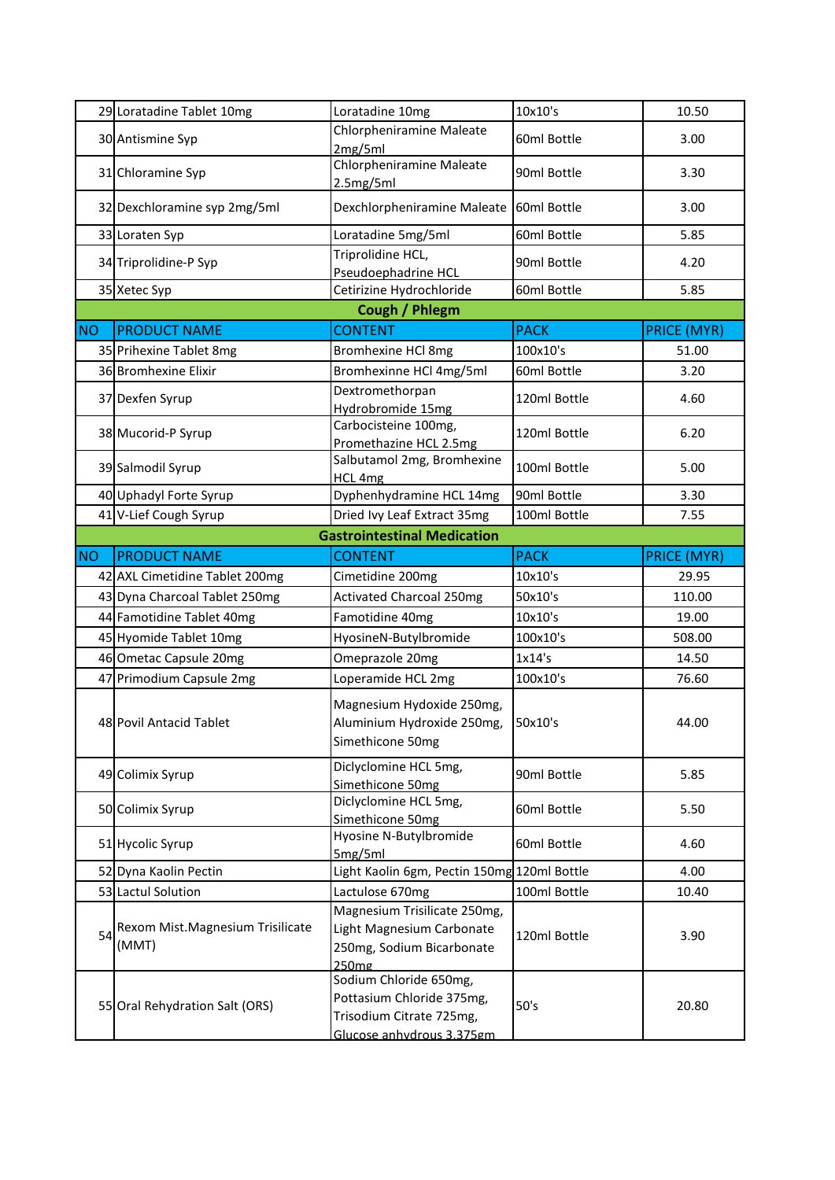| NO | PRODUCT NAME | CONTENT | PACK | PRICE (MYR) |
|---|---|---|---|---|
| 29 | Loratadine Tablet 10mg | Loratadine 10mg | 10x10's | 10.50 |
| 30 | Antismine Syp | Chlorpheniramine Maleate 2mg/5ml | 60ml Bottle | 3.00 |
| 31 | Chloramine Syp | Chlorpheniramine Maleate 2.5mg/5ml | 90ml Bottle | 3.30 |
| 32 | Dexchloramine syp 2mg/5ml | Dexchlorpheniramine Maleate | 60ml Bottle | 3.00 |
| 33 | Loraten Syp | Loratadine 5mg/5ml | 60ml Bottle | 5.85 |
| 34 | Triprolidine-P Syp | Triprolidine HCL, Pseudoephadrine HCL | 90ml Bottle | 4.20 |
| 35 | Xetec Syp | Cetirizine Hydrochloride | 60ml Bottle | 5.85 |
| **Cough / Phlegm** | | | | |
| NO | PRODUCT NAME | CONTENT | PACK | PRICE (MYR) |
| 35 | Prihexine Tablet 8mg | Bromhexine HCl 8mg | 100x10's | 51.00 |
| 36 | Bromhexine Elixir | Bromhexinne HCl 4mg/5ml | 60ml Bottle | 3.20 |
| 37 | Dexfen Syrup | Dextromethorpan Hydrobromide 15mg | 120ml Bottle | 4.60 |
| 38 | Mucorid-P Syrup | Carbocisteine 100mg, Promethazine HCL 2.5mg | 120ml Bottle | 6.20 |
| 39 | Salmodil Syrup | Salbutamol 2mg, Bromhexine HCL 4mg | 100ml Bottle | 5.00 |
| 40 | Uphadyl Forte Syrup | Dyphenhydramine HCL 14mg | 90ml Bottle | 3.30 |
| 41 | V-Lief Cough Syrup | Dried Ivy Leaf Extract 35mg | 100ml Bottle | 7.55 |
| **Gastrointestinal Medication** | | | | |
| NO | PRODUCT NAME | CONTENT | PACK | PRICE (MYR) |
| 42 | AXL Cimetidine Tablet 200mg | Cimetidine 200mg | 10x10's | 29.95 |
| 43 | Dyna Charcoal Tablet 250mg | Activated Charcoal 250mg | 50x10's | 110.00 |
| 44 | Famotidine Tablet 40mg | Famotidine 40mg | 10x10's | 19.00 |
| 45 | Hyomide Tablet 10mg | HyosineN-Butylbromide | 100x10's | 508.00 |
| 46 | Ometac Capsule 20mg | Omeprazole 20mg | 1x14's | 14.50 |
| 47 | Primodium Capsule 2mg | Loperamide HCL 2mg | 100x10's | 76.60 |
| 48 | Povil Antacid Tablet | Magnesium Hydoxide 250mg, Aluminium Hydroxide 250mg, Simethicone 50mg | 50x10's | 44.00 |
| 49 | Colimix Syrup | Diclyclomine HCL 5mg, Simethicone 50mg | 90ml Bottle | 5.85 |
| 50 | Colimix Syrup | Diclyclomine HCL 5mg, Simethicone 50mg | 60ml Bottle | 5.50 |
| 51 | Hycolic Syrup | Hyosine N-Butylbromide 5mg/5ml | 60ml Bottle | 4.60 |
| 52 | Dyna Kaolin Pectin | Light Kaolin 6gm, Pectin 150mg | 120ml Bottle | 4.00 |
| 53 | Lactul Solution | Lactulose 670mg | 100ml Bottle | 10.40 |
| 54 | Rexom Mist.Magnesium Trisilicate (MMT) | Magnesium Trisilicate 250mg, Light Magnesium Carbonate 250mg, Sodium Bicarbonate 250mg | 120ml Bottle | 3.90 |
| 55 | Oral Rehydration Salt (ORS) | Sodium Chloride 650mg, Pottasium Chloride 375mg, Trisodium Citrate 725mg, Glucose anhydrous 3.375gm | 50's | 20.80 |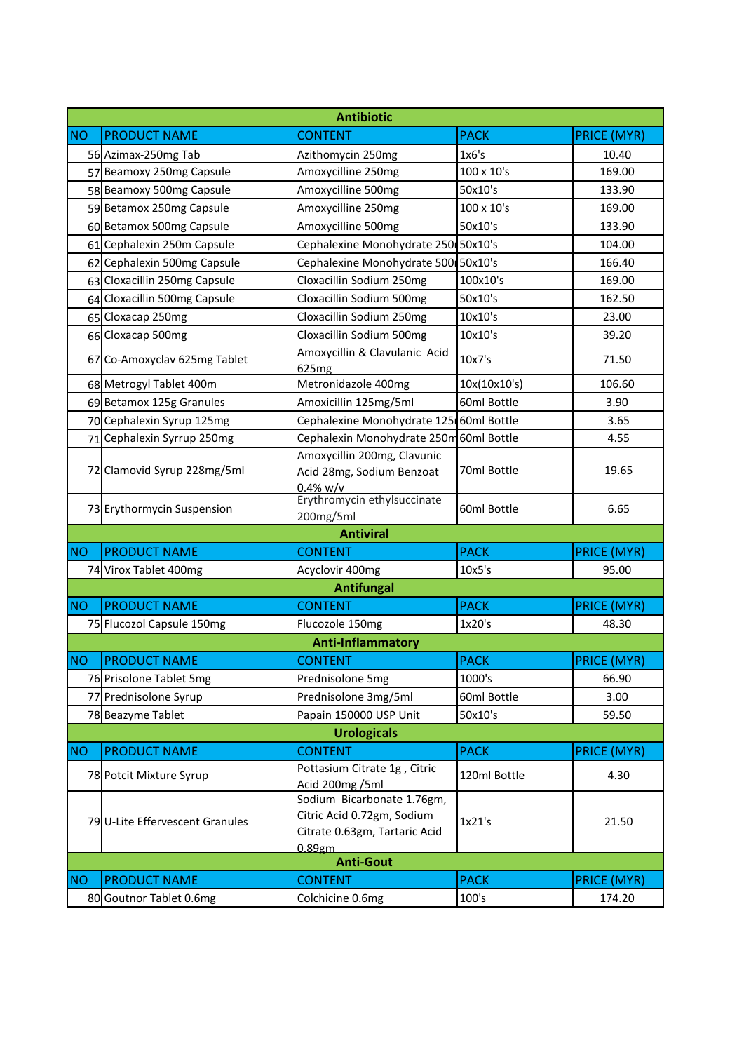| Antibiotic | | | | |
|---|---|---|---|---|
| NO | PRODUCT NAME | CONTENT | PACK | PRICE (MYR) |
| 56 | Azimax-250mg Tab | Azithomycin 250mg | 1x6's | 10.40 |
| 57 | Beamoxy 250mg Capsule | Amoxycilline 250mg | 100 x 10's | 169.00 |
| 58 | Beamoxy 500mg Capsule | Amoxycilline 500mg | 50x10's | 133.90 |
| 59 | Betamox 250mg Capsule | Amoxycilline 250mg | 100 x 10's | 169.00 |
| 60 | Betamox 500mg Capsule | Amoxycilline 500mg | 50x10's | 133.90 |
| 61 | Cephalexin 250m Capsule | Cephalexine Monohydrate 250 | 50x10's | 104.00 |
| 62 | Cephalexin 500mg Capsule | Cephalexine Monohydrate 500 | 50x10's | 166.40 |
| 63 | Cloxacillin 250mg Capsule | Cloxacillin Sodium 250mg | 100x10's | 169.00 |
| 64 | Cloxacillin 500mg Capsule | Cloxacillin Sodium 500mg | 50x10's | 162.50 |
| 65 | Cloxacap 250mg | Cloxacillin Sodium 250mg | 10x10's | 23.00 |
| 66 | Cloxacap 500mg | Cloxacillin Sodium 500mg | 10x10's | 39.20 |
| 67 | Co-Amoxyclav 625mg Tablet | Amoxycillin & Clavulanic Acid 625mg | 10x7's | 71.50 |
| 68 | Metrogyl Tablet 400m | Metronidazole 400mg | 10x(10x10's) | 106.60 |
| 69 | Betamox 125g Granules | Amoxicillin 125mg/5ml | 60ml Bottle | 3.90 |
| 70 | Cephalexin Syrup 125mg | Cephalexine Monohydrate 125 | 60ml Bottle | 3.65 |
| 71 | Cephalexin Syrrup 250mg | Cephalexin Monohydrate 250m | 60ml Bottle | 4.55 |
| 72 | Clamovid Syrup 228mg/5ml | Amoxycillin 200mg, Clavunic Acid 28mg, Sodium Benzoat 0.4% w/v | 70ml Bottle | 19.65 |
| 73 | Erythormycin Suspension | Erythromycin ethylsuccinate 200mg/5ml | 60ml Bottle | 6.65 |
| **Antiviral** | | | | |
| NO | PRODUCT NAME | CONTENT | PACK | PRICE (MYR) |
| 74 | Virox Tablet 400mg | Acyclovir 400mg | 10x5's | 95.00 |
| **Antifungal** | | | | |
| NO | PRODUCT NAME | CONTENT | PACK | PRICE (MYR) |
| 75 | Flucozol Capsule 150mg | Flucozole 150mg | 1x20's | 48.30 |
| **Anti-Inflammatory** | | | | |
| NO | PRODUCT NAME | CONTENT | PACK | PRICE (MYR) |
| 76 | Prisolone Tablet 5mg | Prednisolone 5mg | 1000's | 66.90 |
| 77 | Prednisolone Syrup | Prednisolone 3mg/5ml | 60ml Bottle | 3.00 |
| 78 | Beazyme Tablet | Papain 150000 USP Unit | 50x10's | 59.50 |
| **Urologicals** | | | | |
| NO | PRODUCT NAME | CONTENT | PACK | PRICE (MYR) |
| 78 | Potcit Mixture Syrup | Pottasium Citrate 1g , Citric Acid 200mg /5ml | 120ml Bottle | 4.30 |
| 79 | U-Lite Effervescent Granules | Sodium Bicarbonate 1.76gm, Citric Acid 0.72gm, Sodium Citrate 0.63gm, Tartaric Acid 0.89gm | 1x21's | 21.50 |
| **Anti-Gout** | | | | |
| NO | PRODUCT NAME | CONTENT | PACK | PRICE (MYR) |
| 80 | Goutnor Tablet 0.6mg | Colchicine 0.6mg | 100's | 174.20 |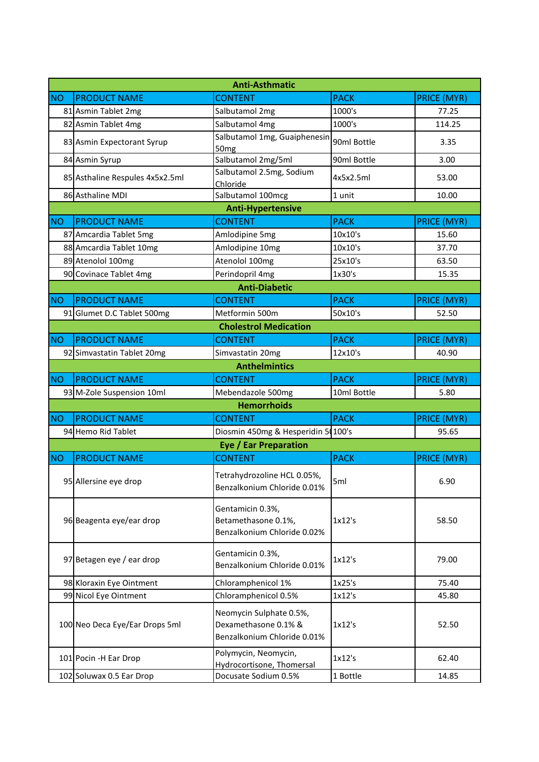| Anti-Asthmatic | | | | |
|---|---|---|---|---|
| NO | PRODUCT NAME | CONTENT | PACK | PRICE (MYR) |
| 81 | Asmin Tablet 2mg | Salbutamol 2mg | 1000's | 77.25 |
| 82 | Asmin Tablet 4mg | Salbutamol 4mg | 1000's | 114.25 |
| 83 | Asmin Expectorant Syrup | Salbutamol 1mg, Guaiphenesin 50mg | 90ml Bottle | 3.35 |
| 84 | Asmin Syrup | Salbutamol 2mg/5ml | 90ml Bottle | 3.00 |
| 85 | Asthaline Respules 4x5x2.5ml | Salbutamol 2.5mg, Sodium Chloride | 4x5x2.5ml | 53.00 |
| 86 | Asthaline MDI | Salbutamol 100mcg | 1 unit | 10.00 |
| **Anti-Hypertensive** | | | | |
| NO | PRODUCT NAME | CONTENT | PACK | PRICE (MYR) |
| 87 | Amcardia Tablet 5mg | Amlodipine 5mg | 10x10's | 15.60 |
| 88 | Amcardia Tablet 10mg | Amlodipine 10mg | 10x10's | 37.70 |
| 89 | Atenolol 100mg | Atenolol 100mg | 25x10's | 63.50 |
| 90 | Covinace Tablet 4mg | Perindopril 4mg | 1x30's | 15.35 |
| **Anti-Diabetic** | | | | |
| NO | PRODUCT NAME | CONTENT | PACK | PRICE (MYR) |
| 91 | Glumet D.C Tablet 500mg | Metformin 500m | 50x10's | 52.50 |
| **Cholestrol Medication** | | | | |
| NO | PRODUCT NAME | CONTENT | PACK | PRICE (MYR) |
| 92 | Simvastatin Tablet 20mg | Simvastatin 20mg | 12x10's | 40.90 |
| **Anthelmintics** | | | | |
| NO | PRODUCT NAME | CONTENT | PACK | PRICE (MYR) |
| 93 | M-Zole Suspension 10ml | Mebendazole 500mg | 10ml Bottle | 5.80 |
| **Hemorrhoids** | | | | |
| NO | PRODUCT NAME | CONTENT | PACK | PRICE (MYR) |
| 94 | Hemo Rid Tablet | Diosmin 450mg & Hesperidin 5( | 100's | 95.65 |
| **Eye / Ear Preparation** | | | | |
| NO | PRODUCT NAME | CONTENT | PACK | PRICE (MYR) |
| 95 | Allersine eye drop | Tetrahydrozoline HCL 0.05%, Benzalkonium Chloride 0.01% | 5ml | 6.90 |
| 96 | Beagenta eye/ear drop | Gentamicin 0.3%, Betamethasone 0.1%, Benzalkonium Chloride 0.02% | 1x12's | 58.50 |
| 97 | Betagen eye / ear drop | Gentamicin 0.3%, Benzalkonium Chloride 0.01% | 1x12's | 79.00 |
| 98 | Kloraxin Eye Ointment | Chloramphenicol 1% | 1x25's | 75.40 |
| 99 | Nicol Eye Ointment | Chloramphenicol 0.5% | 1x12's | 45.80 |
| 100 | Neo Deca Eye/Ear Drops 5ml | Neomycin Sulphate 0.5%, Dexamethasone 0.1% & Benzalkonium Chloride 0.01% | 1x12's | 52.50 |
| 101 | Pocin -H Ear Drop | Polymycin, Neomycin, Hydrocortisone, Thomersal | 1x12's | 62.40 |
| 102 | Soluwax 0.5 Ear Drop | Docusate Sodium 0.5% | 1 Bottle | 14.85 |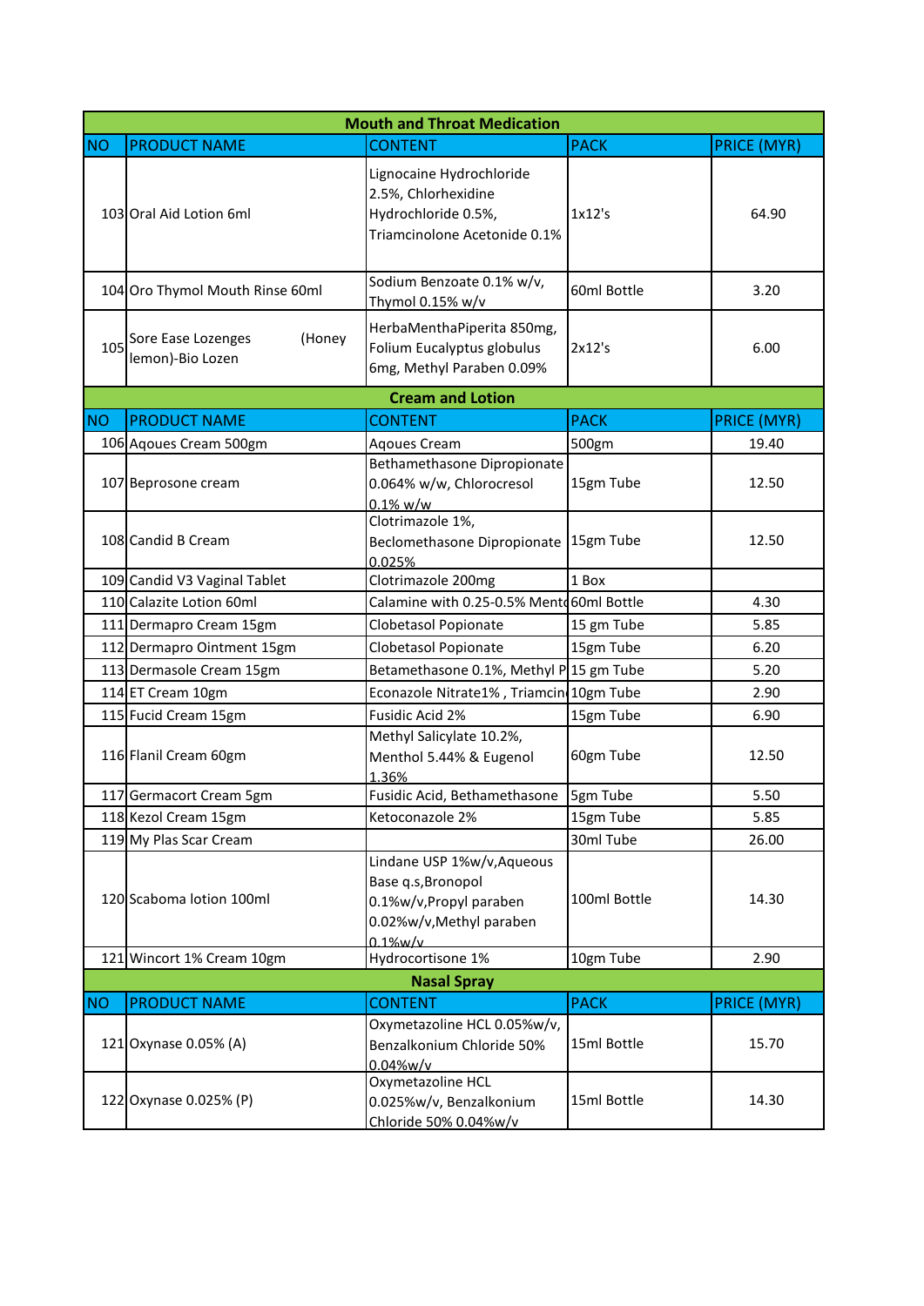| Mouth and Throat Medication | | | | |
|---|---|---|---|---|
| NO | PRODUCT NAME | CONTENT | PACK | PRICE (MYR) |
| 103 | Oral Aid Lotion 6ml | Lignocaine Hydrochloride 2.5%, Chlorhexidine Hydrochloride 0.5%, Triamcinolone Acetonide 0.1% | 1x12's | 64.90 |
| 104 | Oro Thymol Mouth Rinse 60ml | Sodium Benzoate 0.1% w/v, Thymol 0.15% w/v | 60ml Bottle | 3.20 |
| 105 | Sore Ease Lozenges (Honey lemon)-Bio Lozen | HerbaMenthaPiperita 850mg, Folium Eucalyptus globulus 6mg, Methyl Paraben 0.09% | 2x12's | 6.00 |
| **Cream and Lotion** | | | | |
| NO | PRODUCT NAME | CONTENT | PACK | PRICE (MYR) |
| 106 | Aqoues Cream 500gm | Aqoues Cream | 500gm | 19.40 |
| 107 | Beprosone cream | Bethamethasone Dipropionate 0.064% w/w, Chlorocresol 0.1% w/w | 15gm Tube | 12.50 |
| 108 | Candid B Cream | Clotrimazole 1%, Beclomethasone Dipropionate 0.025% | 15gm Tube | 12.50 |
| 109 | Candid V3 Vaginal Tablet | Clotrimazole 200mg | 1 Box | |
| 110 | Calazite Lotion 60ml | Calamine with 0.25-0.5% Mento | 60ml Bottle | 4.30 |
| 111 | Dermapro Cream 15gm | Clobetasol Popionate | 15 gm Tube | 5.85 |
| 112 | Dermapro Ointment 15gm | Clobetasol Popionate | 15gm Tube | 6.20 |
| 113 | Dermasole Cream 15gm | Betamethasone 0.1%, Methyl P | 15 gm Tube | 5.20 |
| 114 | ET Cream 10gm | Econazole Nitrate1% , Triamcin | 10gm Tube | 2.90 |
| 115 | Fucid Cream 15gm | Fusidic Acid 2% | 15gm Tube | 6.90 |
| 116 | Flanil Cream 60gm | Methyl Salicylate 10.2%, Menthol 5.44% & Eugenol 1.36% | 60gm Tube | 12.50 |
| 117 | Germacort Cream 5gm | Fusidic Acid, Bethamethasone | 5gm Tube | 5.50 |
| 118 | Kezol Cream 15gm | Ketoconazole 2% | 15gm Tube | 5.85 |
| 119 | My Plas Scar Cream | | 30ml Tube | 26.00 |
| 120 | Scaboma lotion 100ml | Lindane USP 1%w/v,Aqueous Base q.s,Bronopol 0.1%w/v,Propyl paraben 0.02%w/v,Methyl paraben 0.1%w/v | 100ml Bottle | 14.30 |
| 121 | Wincort 1% Cream 10gm | Hydrocortisone 1% | 10gm Tube | 2.90 |
| **Nasal Spray** | | | | |
| NO | PRODUCT NAME | CONTENT | PACK | PRICE (MYR) |
| 121 | Oxynase 0.05% (A) | Oxymetazoline HCL 0.05%w/v, Benzalkonium Chloride 50% 0.04%w/v | 15ml Bottle | 15.70 |
| 122 | Oxynase 0.025% (P) | Oxymetazoline HCL 0.025%w/v, Benzalkonium Chloride 50% 0.04%w/v | 15ml Bottle | 14.30 |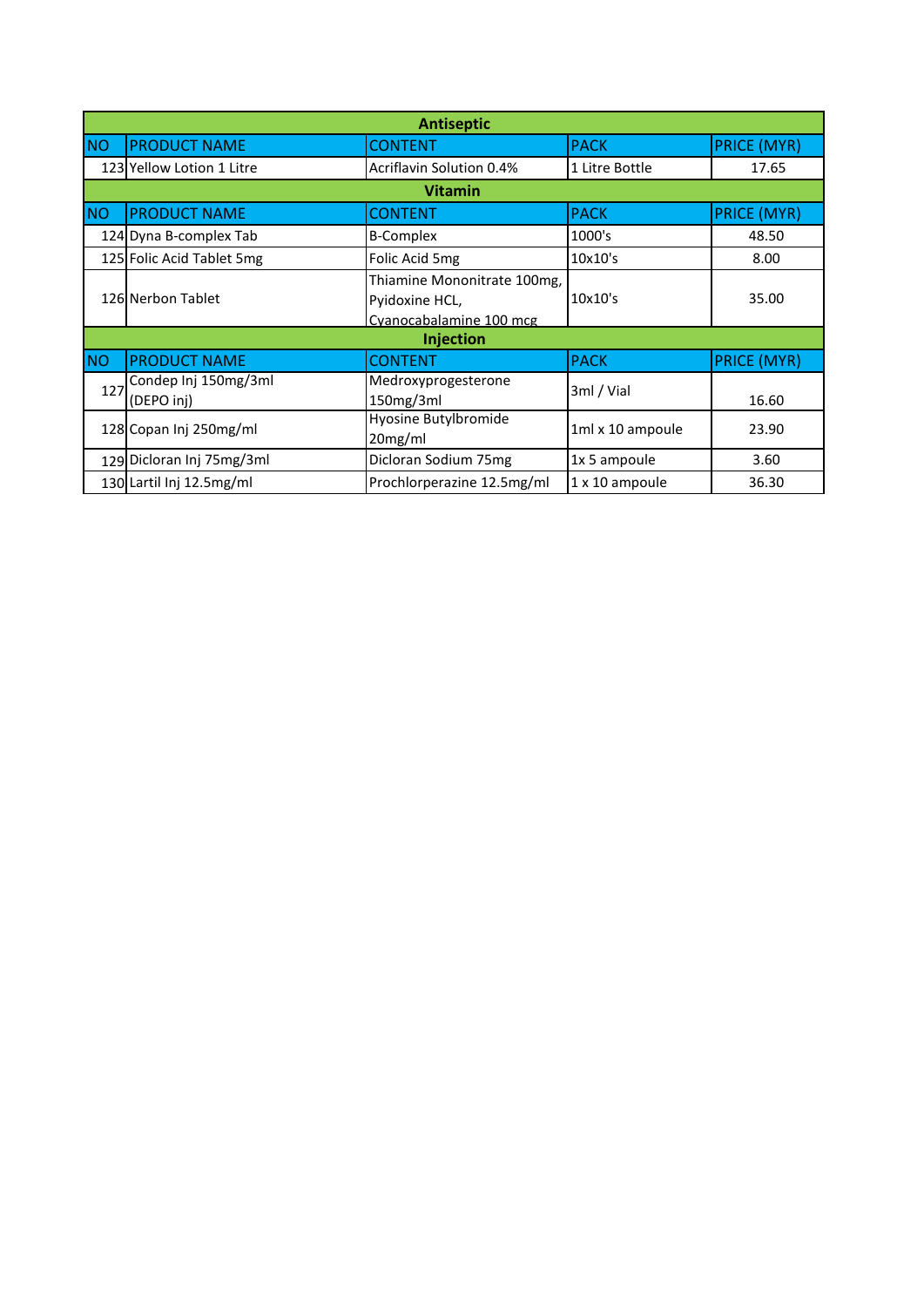| Antiseptic | | | | |
|---|---|---|---|---|
| NO | PRODUCT NAME | CONTENT | PACK | PRICE (MYR) |
| 123 | Yellow Lotion 1 Litre | Acriflavin Solution 0.4% | 1 Litre Bottle | 17.65 |
| **Vitamin** | | | | |
| NO | PRODUCT NAME | CONTENT | PACK | PRICE (MYR) |
| 124 | Dyna B-complex Tab | B-Complex | 1000's | 48.50 |
| 125 | Folic Acid Tablet 5mg | Folic Acid 5mg | 10x10's | 8.00 |
| 126 | Nerbon Tablet | Thiamine Mononitrate 100mg, Pyidoxine HCL, Cyanocabalamine 100 mcg | 10x10's | 35.00 |
| **Injection** | | | | |
| NO | PRODUCT NAME | CONTENT | PACK | PRICE (MYR) |
| 127 | Condep Inj 150mg/3ml (DEPO inj) | Medroxyprogesterone 150mg/3ml | 3ml / Vial | 16.60 |
| 128 | Copan Inj 250mg/ml | Hyosine Butylbromide 20mg/ml | 1ml x 10 ampoule | 23.90 |
| 129 | Dicloran Inj 75mg/3ml | Dicloran Sodium 75mg | 1x 5 ampoule | 3.60 |
| 130 | Lartil Inj 12.5mg/ml | Prochlorperazine 12.5mg/ml | 1 x 10 ampoule | 36.30 |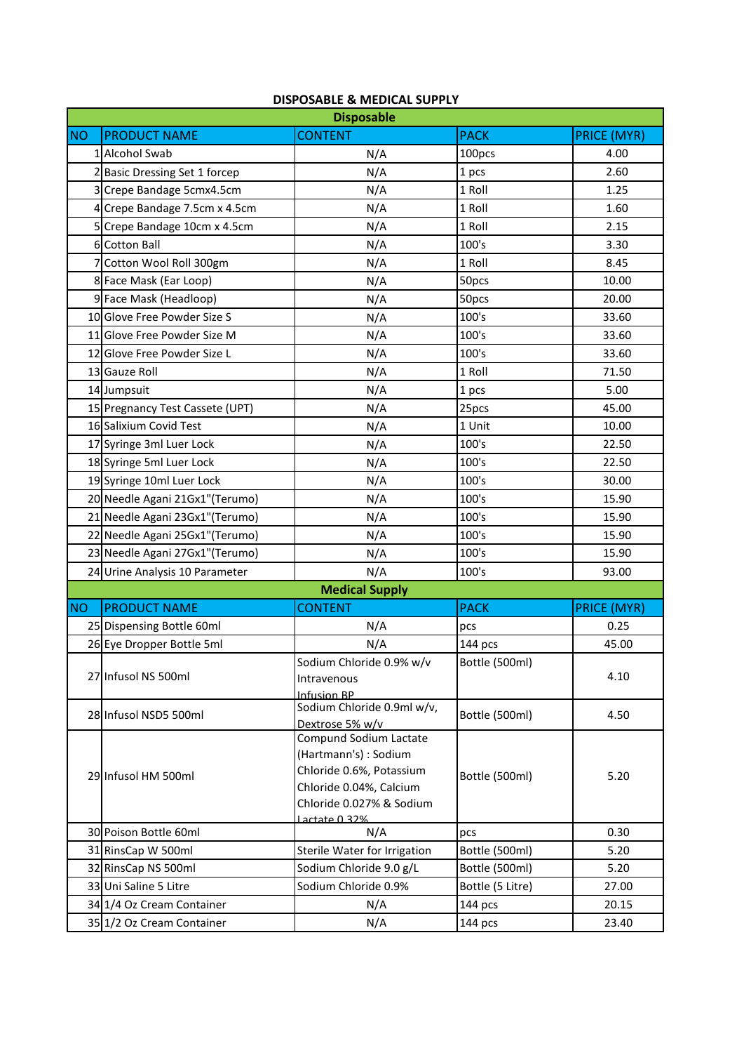## DISPOSABLE & MEDICAL SUPPLY

| NO | PRODUCT NAME | CONTENT | PACK | PRICE (MYR) |
|---|---|---|---|---|
| **Disposable** | | | | |
| 1 | Alcohol Swab | N/A | 100pcs | 4.00 |
| 2 | Basic Dressing Set 1 forcep | N/A | 1 pcs | 2.60 |
| 3 | Crepe Bandage 5cmx4.5cm | N/A | 1 Roll | 1.25 |
| 4 | Crepe Bandage 7.5cm x 4.5cm | N/A | 1 Roll | 1.60 |
| 5 | Crepe Bandage 10cm x 4.5cm | N/A | 1 Roll | 2.15 |
| 6 | Cotton Ball | N/A | 100's | 3.30 |
| 7 | Cotton Wool Roll 300gm | N/A | 1 Roll | 8.45 |
| 8 | Face Mask (Ear Loop) | N/A | 50pcs | 10.00 |
| 9 | Face Mask (Headloop) | N/A | 50pcs | 20.00 |
| 10 | Glove Free Powder Size S | N/A | 100's | 33.60 |
| 11 | Glove Free Powder Size M | N/A | 100's | 33.60 |
| 12 | Glove Free Powder Size L | N/A | 100's | 33.60 |
| 13 | Gauze Roll | N/A | 1 Roll | 71.50 |
| 14 | Jumpsuit | N/A | 1 pcs | 5.00 |
| 15 | Pregnancy Test Cassete (UPT) | N/A | 25pcs | 45.00 |
| 16 | Salixium Covid Test | N/A | 1 Unit | 10.00 |
| 17 | Syringe 3ml Luer Lock | N/A | 100's | 22.50 |
| 18 | Syringe 5ml Luer Lock | N/A | 100's | 22.50 |
| 19 | Syringe 10ml Luer Lock | N/A | 100's | 30.00 |
| 20 | Needle Agani 21Gx1"(Terumo) | N/A | 100's | 15.90 |
| 21 | Needle Agani 23Gx1"(Terumo) | N/A | 100's | 15.90 |
| 22 | Needle Agani 25Gx1"(Terumo) | N/A | 100's | 15.90 |
| 23 | Needle Agani 27Gx1"(Terumo) | N/A | 100's | 15.90 |
| 24 | Urine Analysis 10 Parameter | N/A | 100's | 93.00 |
| **Medical Supply** | | | | |
| **NO** | **PRODUCT NAME** | **CONTENT** | **PACK** | **PRICE (MYR)** |
| 25 | Dispensing Bottle 60ml | N/A | pcs | 0.25 |
| 26 | Eye Dropper Bottle 5ml | N/A | 144 pcs | 45.00 |
| 27 | Infusol NS 500ml | Sodium Chloride 0.9% w/v Intravenous Infusion BP | Bottle (500ml) | 4.10 |
| 28 | Infusol NSD5 500ml | Sodium Chloride 0.9ml w/v, Dextrose 5% w/v | Bottle (500ml) | 4.50 |
| 29 | Infusol HM 500ml | Compund Sodium Lactate (Hartmann's) : Sodium Chloride 0.6%, Potassium Chloride 0.04%, Calcium Chloride 0.027% & Sodium Lactate 0.32% | Bottle (500ml) | 5.20 |
| 30 | Poison Bottle 60ml | N/A | pcs | 0.30 |
| 31 | RinsCap W 500ml | Sterile Water for Irrigation | Bottle (500ml) | 5.20 |
| 32 | RinsCap NS 500ml | Sodium Chloride 9.0 g/L | Bottle (500ml) | 5.20 |
| 33 | Uni Saline 5 Litre | Sodium Chloride 0.9% | Bottle (5 Litre) | 27.00 |
| 34 | 1/4 Oz Cream Container | N/A | 144 pcs | 20.15 |
| 35 | 1/2 Oz Cream Container | N/A | 144 pcs | 23.40 |